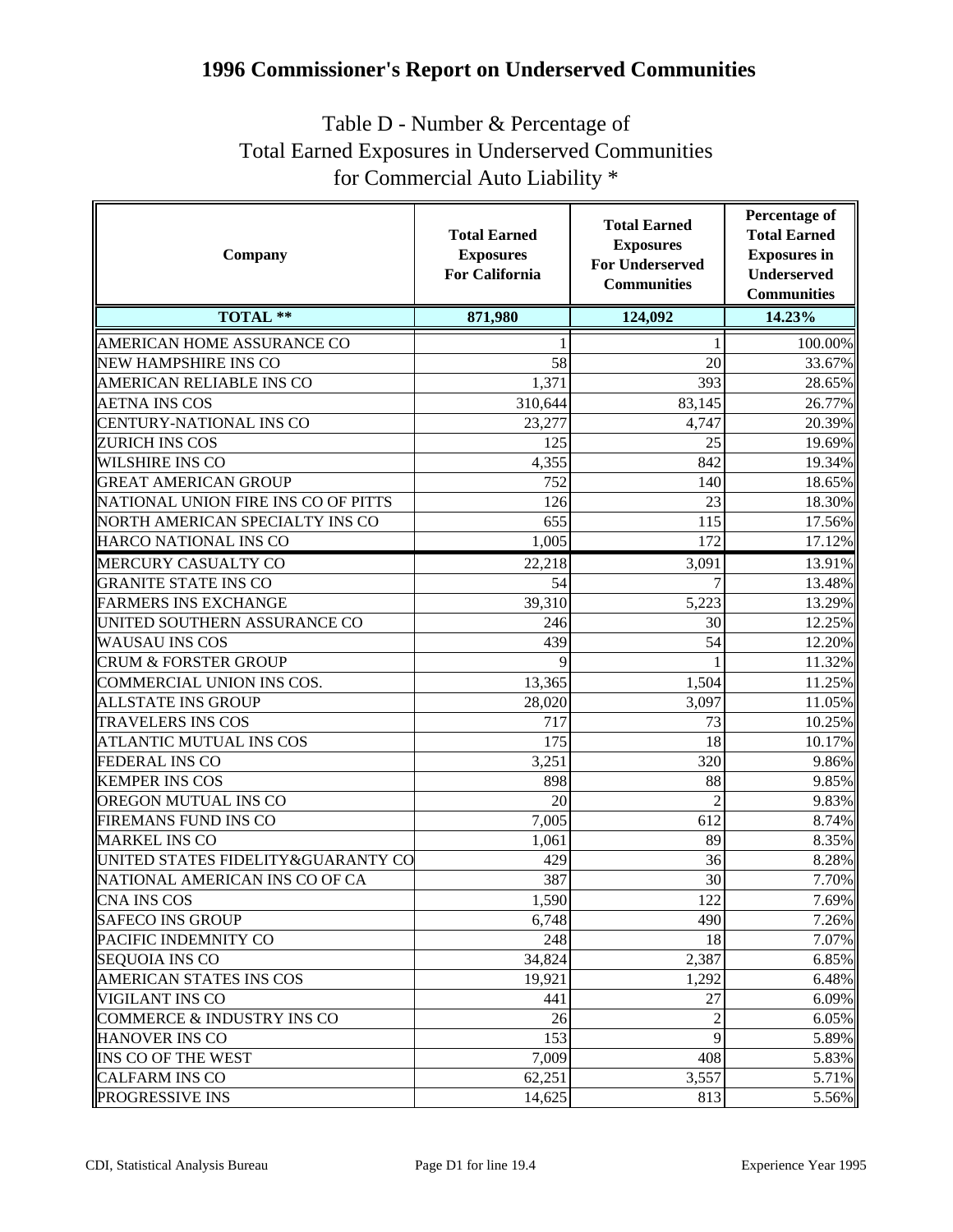# 1996 Commissioner's Report on Underserved Communities

## Table D - Number & Percentage of Total Earned Exposures in Underserved Communities for Commercial Auto Liability *

| Company | Total Earned Exposures For California | Total Earned Exposures For Underserved Communities | Percentage of Total Earned Exposures in Underserved Communities |
|---|---|---|---|
| **TOTAL \*\*** | **871,980** | **124,092** | **14.23%** |
| AMERICAN HOME ASSURANCE CO | 1 | 1 | 100.00% |
| NEW HAMPSHIRE INS CO | 58 | 20 | 33.67% |
| AMERICAN RELIABLE INS CO | 1,371 | 393 | 28.65% |
| AETNA INS COS | 310,644 | 83,145 | 26.77% |
| CENTURY-NATIONAL INS CO | 23,277 | 4,747 | 20.39% |
| ZURICH INS COS | 125 | 25 | 19.69% |
| WILSHIRE INS CO | 4,355 | 842 | 19.34% |
| GREAT AMERICAN GROUP | 752 | 140 | 18.65% |
| NATIONAL UNION FIRE INS CO OF PITTS | 126 | 23 | 18.30% |
| NORTH AMERICAN SPECIALTY INS CO | 655 | 115 | 17.56% |
| HARCO NATIONAL INS CO | 1,005 | 172 | 17.12% |
| MERCURY CASUALTY CO | 22,218 | 3,091 | 13.91% |
| GRANITE STATE INS CO | 54 | 7 | 13.48% |
| FARMERS INS EXCHANGE | 39,310 | 5,223 | 13.29% |
| UNITED SOUTHERN ASSURANCE CO | 246 | 30 | 12.25% |
| WAUSAU INS COS | 439 | 54 | 12.20% |
| CRUM & FORSTER GROUP | 9 | 1 | 11.32% |
| COMMERCIAL UNION INS COS. | 13,365 | 1,504 | 11.25% |
| ALLSTATE INS GROUP | 28,020 | 3,097 | 11.05% |
| TRAVELERS INS COS | 717 | 73 | 10.25% |
| ATLANTIC MUTUAL INS COS | 175 | 18 | 10.17% |
| FEDERAL INS CO | 3,251 | 320 | 9.86% |
| KEMPER INS COS | 898 | 88 | 9.85% |
| OREGON MUTUAL INS CO | 20 | 2 | 9.83% |
| FIREMANS FUND INS CO | 7,005 | 612 | 8.74% |
| MARKEL INS CO | 1,061 | 89 | 8.35% |
| UNITED STATES FIDELITY&GUARANTY CO | 429 | 36 | 8.28% |
| NATIONAL AMERICAN INS CO OF CA | 387 | 30 | 7.70% |
| CNA INS COS | 1,590 | 122 | 7.69% |
| SAFECO INS GROUP | 6,748 | 490 | 7.26% |
| PACIFIC INDEMNITY CO | 248 | 18 | 7.07% |
| SEQUOIA INS CO | 34,824 | 2,387 | 6.85% |
| AMERICAN STATES INS COS | 19,921 | 1,292 | 6.48% |
| VIGILANT INS CO | 441 | 27 | 6.09% |
| COMMERCE & INDUSTRY INS CO | 26 | 2 | 6.05% |
| HANOVER INS CO | 153 | 9 | 5.89% |
| INS CO OF THE WEST | 7,009 | 408 | 5.83% |
| CALFARM INS CO | 62,251 | 3,557 | 5.71% |
| PROGRESSIVE INS | 14,625 | 813 | 5.56% |

CDI, Statistical Analysis Bureau — Page D1 for line 19.4 — Experience Year 1995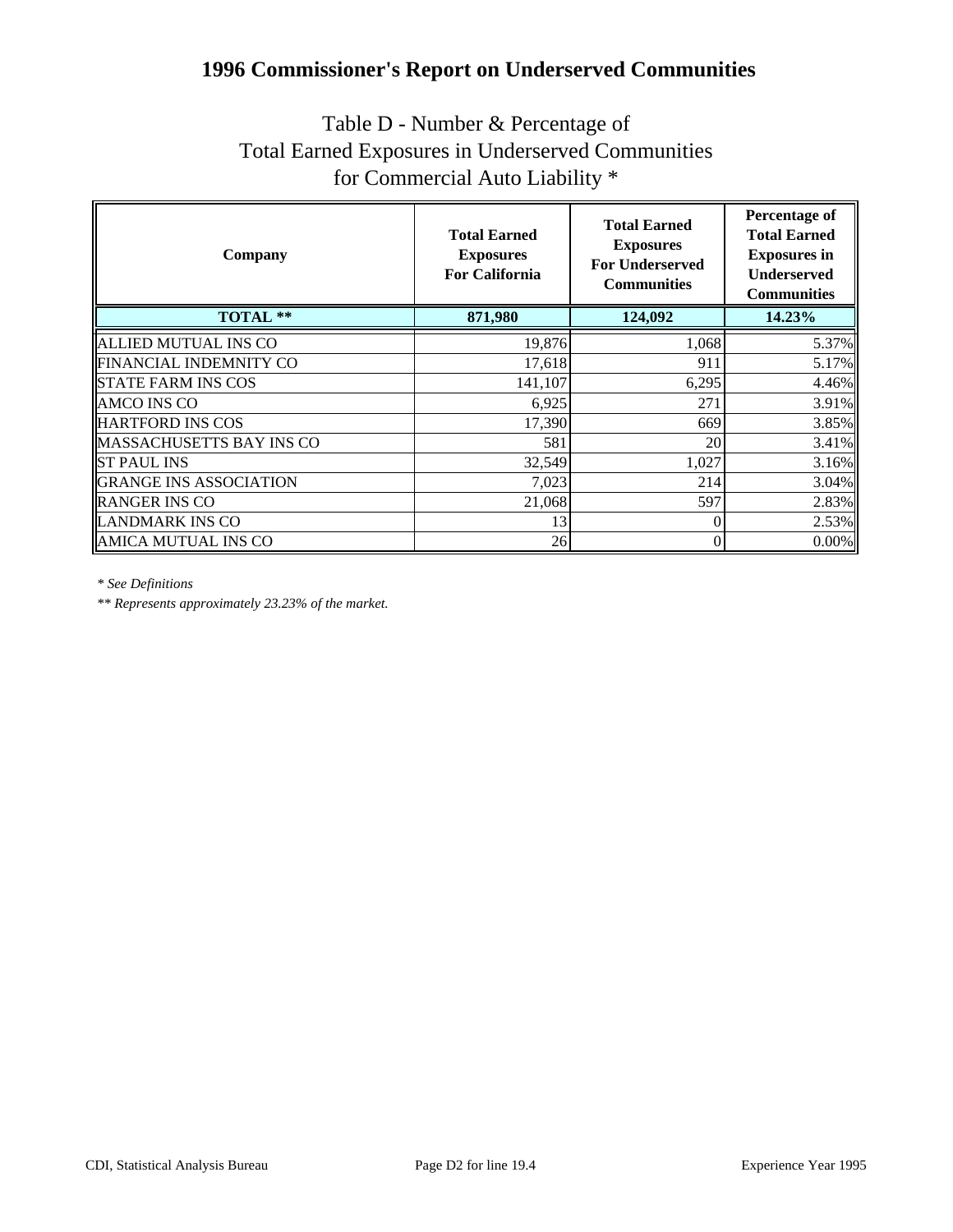# 1996 Commissioner's Report on Underserved Communities

## Table D - Number & Percentage of Total Earned Exposures in Underserved Communities for Commercial Auto Liability *

| Company | Total Earned Exposures For California | Total Earned Exposures For Underserved Communities | Percentage of Total Earned Exposures in Underserved Communities |
|---|---|---|---|
| **TOTAL ** ** | **871,980** | **124,092** | **14.23%** |
| ALLIED MUTUAL INS CO | 19,876 | 1,068 | 5.37% |
| FINANCIAL INDEMNITY CO | 17,618 | 911 | 5.17% |
| STATE FARM INS COS | 141,107 | 6,295 | 4.46% |
| AMCO INS CO | 6,925 | 271 | 3.91% |
| HARTFORD INS COS | 17,390 | 669 | 3.85% |
| MASSACHUSETTS BAY INS CO | 581 | 20 | 3.41% |
| ST PAUL INS | 32,549 | 1,027 | 3.16% |
| GRANGE INS ASSOCIATION | 7,023 | 214 | 3.04% |
| RANGER INS CO | 21,068 | 597 | 2.83% |
| LANDMARK INS CO | 13 | 0 | 2.53% |
| AMICA MUTUAL INS CO | 26 | 0 | 0.00% |

*\* See Definitions*

*\*\* Represents approximately 23.23% of the market.*

CDI, Statistical Analysis Bureau | Page D2 for line 19.4 | Experience Year 1995